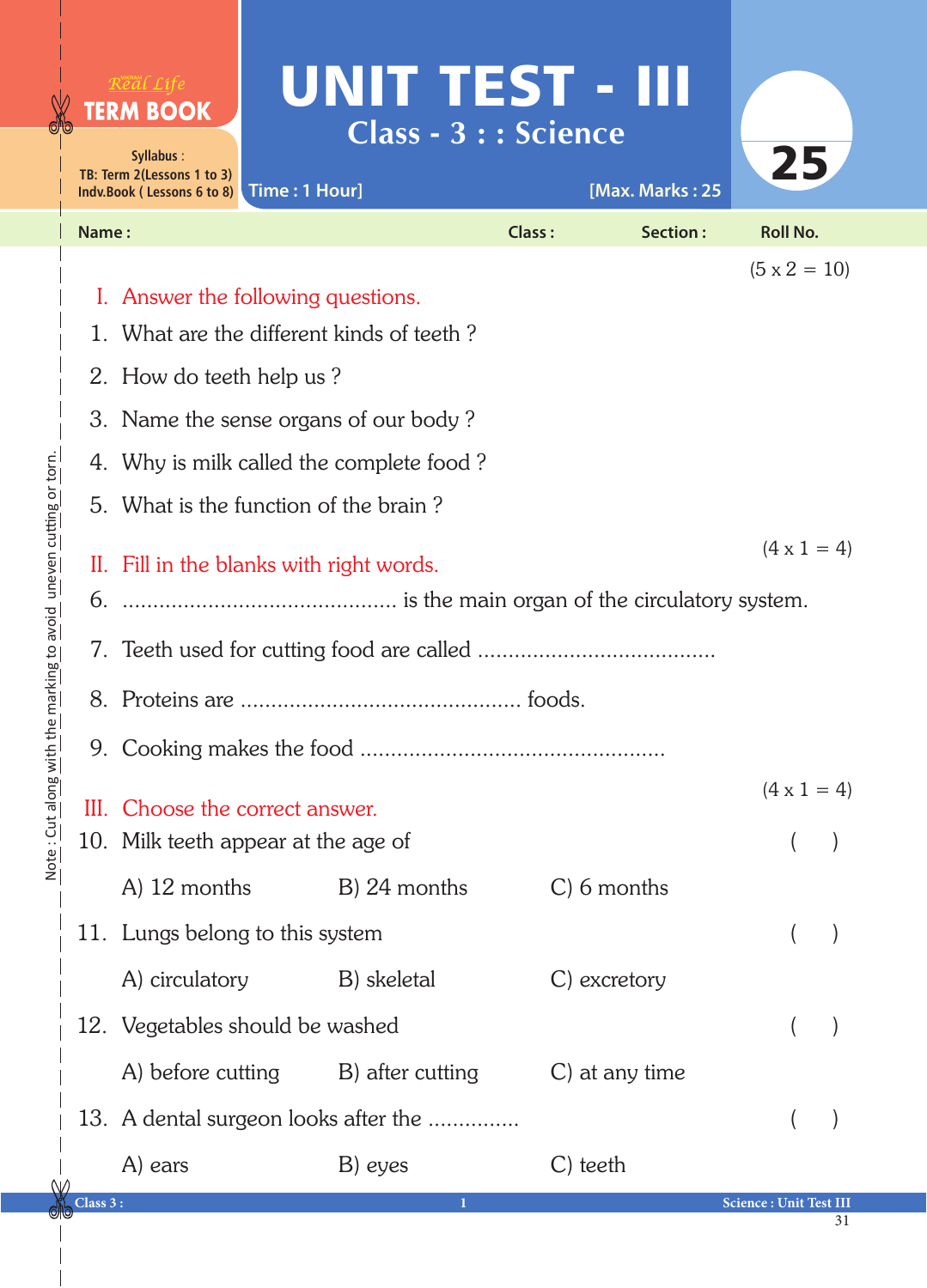Real Life **TERM BOOK**

Syllabus :
TB: Term 2(Lessons 1 to 3)
Indv.Book ( Lessons 6 to 8)

# UNIT TEST - III

## Class - 3 : : Science

Time : 1 Hour] [Max. Marks : 25

25

Name : Class : Section : Roll No.

Note : Cut along with the marking to avoid uneven cutting or torn.

(5 x 2 = 10)

**I. Answer the following questions.**

1. What are the different kinds of teeth ?
2. How do teeth help us ?
3. Name the sense organs of our body ?
4. Why is milk called the complete food ?
5. What is the function of the brain ?

(4 x 1 = 4)

**II. Fill in the blanks with right words.**

6. ............................................ is the main organ of the circulatory system.
7. Teeth used for cutting food are called ......................................
8. Proteins are ............................................. foods.
9. Cooking makes the food ................................................

(4 x 1 = 4)

**III. Choose the correct answer.**

10. Milk teeth appear at the age of ( )

    A) 12 months B) 24 months C) 6 months

11. Lungs belong to this system ( )

    A) circulatory B) skeletal C) excretory

12. Vegetables should be washed ( )

    A) before cutting B) after cutting C) at any time

13. A dental surgeon looks after the ............... ( )

    A) ears B) eyes C) teeth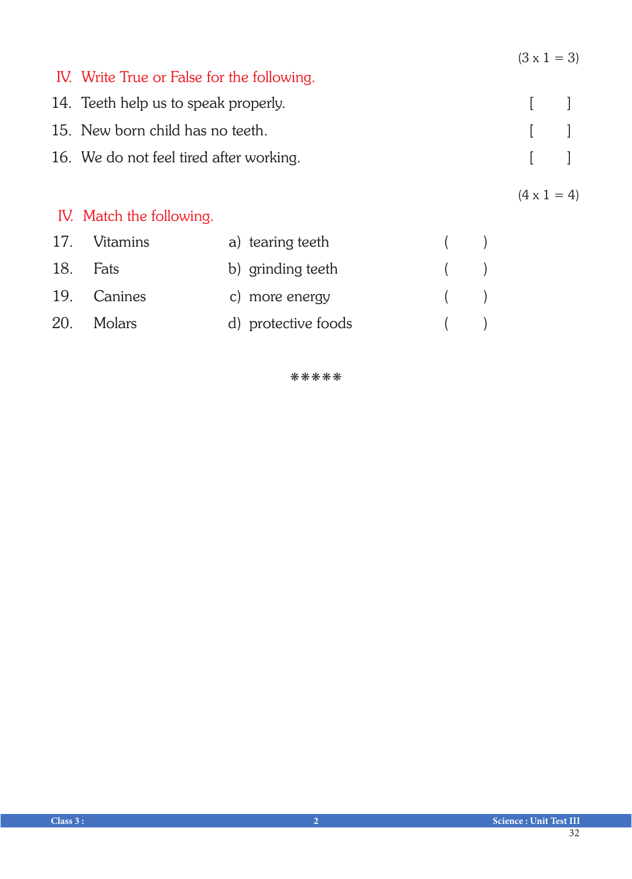(3 x 1 = 3)

## IV. Write True or False for the following.

14. Teeth help us to speak properly. [ ]
15. New born child has no teeth. [ ]
16. We do not feel tired after working. [ ]

(4 x 1 = 4)

## IV. Match the following.

| | | | |
|---|---|---|---|
| 17. | Vitamins | a) tearing teeth | ( ) |
| 18. | Fats | b) grinding teeth | ( ) |
| 19. | Canines | c) more energy | ( ) |
| 20. | Molars | d) protective foods | ( ) |

*****